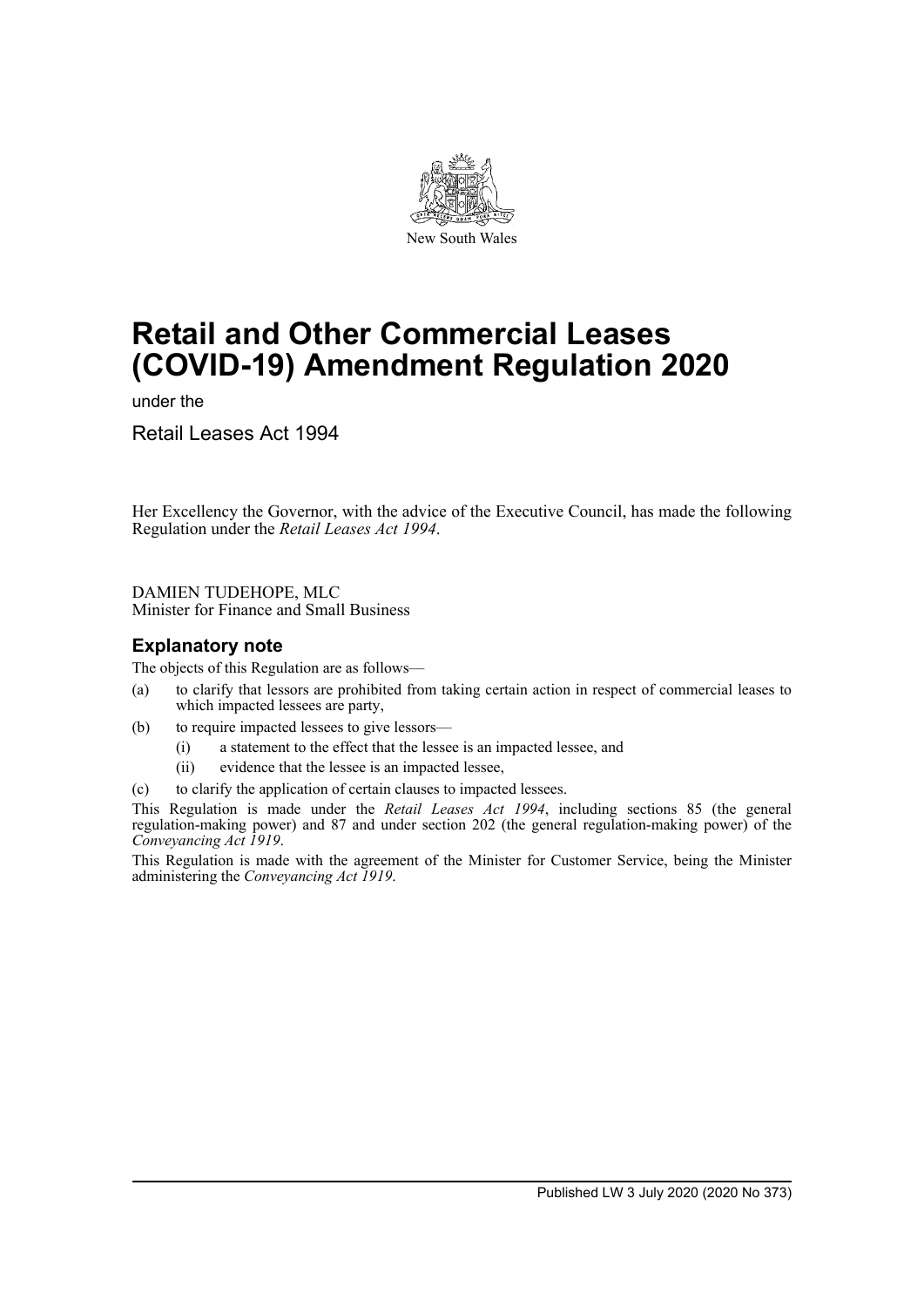New South Wales

# Retail and Other Commercial Leases (COVID-19) Amendment Regulation 2020

under the

Retail Leases Act 1994

Her Excellency the Governor, with the advice of the Executive Council, has made the following Regulation under the *Retail Leases Act 1994*.

DAMIEN TUDEHOPE, MLC
Minister for Finance and Small Business

## Explanatory note

The objects of this Regulation are as follows—

(a) to clarify that lessors are prohibited from taking certain action in respect of commercial leases to which impacted lessees are party,

(b) to require impacted lessees to give lessors—

  (i) a statement to the effect that the lessee is an impacted lessee, and

  (ii) evidence that the lessee is an impacted lessee,

(c) to clarify the application of certain clauses to impacted lessees.

This Regulation is made under the *Retail Leases Act 1994*, including sections 85 (the general regulation-making power) and 87 and under section 202 (the general regulation-making power) of the *Conveyancing Act 1919*.

This Regulation is made with the agreement of the Minister for Customer Service, being the Minister administering the *Conveyancing Act 1919*.

Published LW 3 July 2020 (2020 No 373)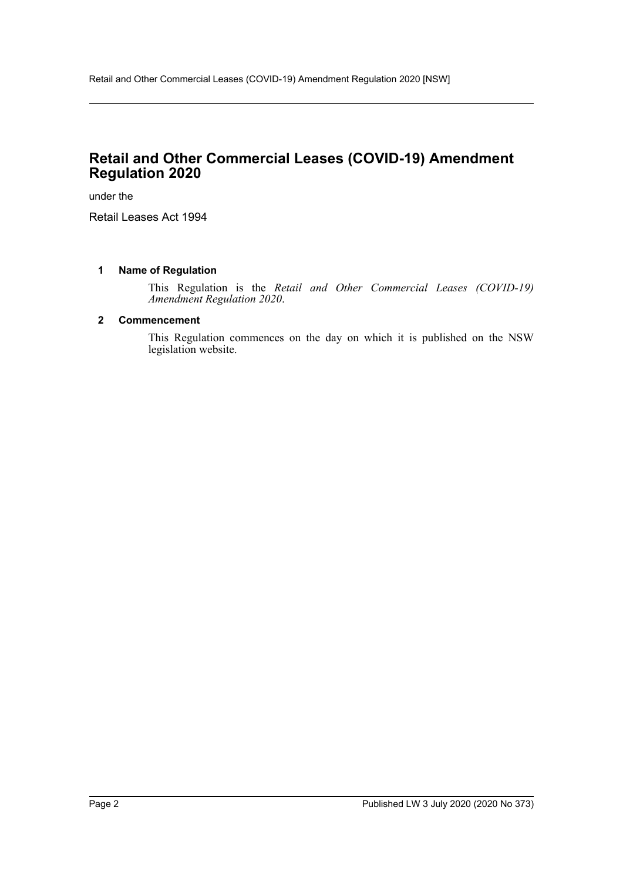# Retail and Other Commercial Leases (COVID-19) Amendment Regulation 2020

under the

Retail Leases Act 1994

### 1 Name of Regulation

This Regulation is the *Retail and Other Commercial Leases (COVID-19) Amendment Regulation 2020*.

### 2 Commencement

This Regulation commences on the day on which it is published on the NSW legislation website.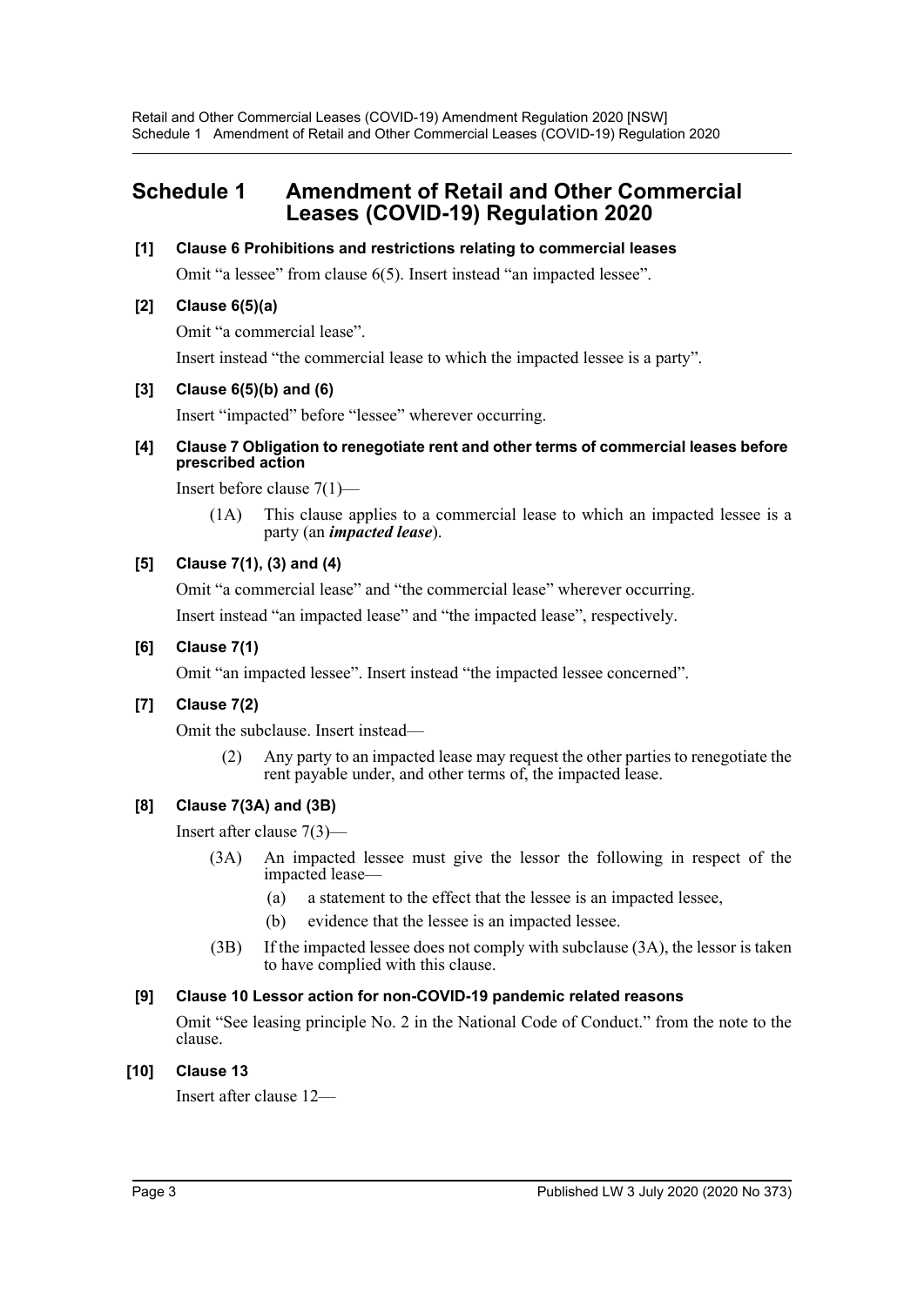# Schedule 1 Amendment of Retail and Other Commercial Leases (COVID-19) Regulation 2020

**[1] Clause 6 Prohibitions and restrictions relating to commercial leases**

Omit "a lessee" from clause 6(5). Insert instead "an impacted lessee".

**[2] Clause 6(5)(a)**

Omit "a commercial lease".

Insert instead "the commercial lease to which the impacted lessee is a party".

**[3] Clause 6(5)(b) and (6)**

Insert "impacted" before "lessee" wherever occurring.

**[4] Clause 7 Obligation to renegotiate rent and other terms of commercial leases before prescribed action**

Insert before clause 7(1)—

(1A) This clause applies to a commercial lease to which an impacted lessee is a party (an ***impacted lease***).

**[5] Clause 7(1), (3) and (4)**

Omit "a commercial lease" and "the commercial lease" wherever occurring.

Insert instead "an impacted lease" and "the impacted lease", respectively.

**[6] Clause 7(1)**

Omit "an impacted lessee". Insert instead "the impacted lessee concerned".

**[7] Clause 7(2)**

Omit the subclause. Insert instead—

(2) Any party to an impacted lease may request the other parties to renegotiate the rent payable under, and other terms of, the impacted lease.

**[8] Clause 7(3A) and (3B)**

Insert after clause 7(3)—

(3A) An impacted lessee must give the lessor the following in respect of the impacted lease—

(a) a statement to the effect that the lessee is an impacted lessee,

(b) evidence that the lessee is an impacted lessee.

(3B) If the impacted lessee does not comply with subclause (3A), the lessor is taken to have complied with this clause.

**[9] Clause 10 Lessor action for non-COVID-19 pandemic related reasons**

Omit "See leasing principle No. 2 in the National Code of Conduct." from the note to the clause.

**[10] Clause 13**

Insert after clause 12—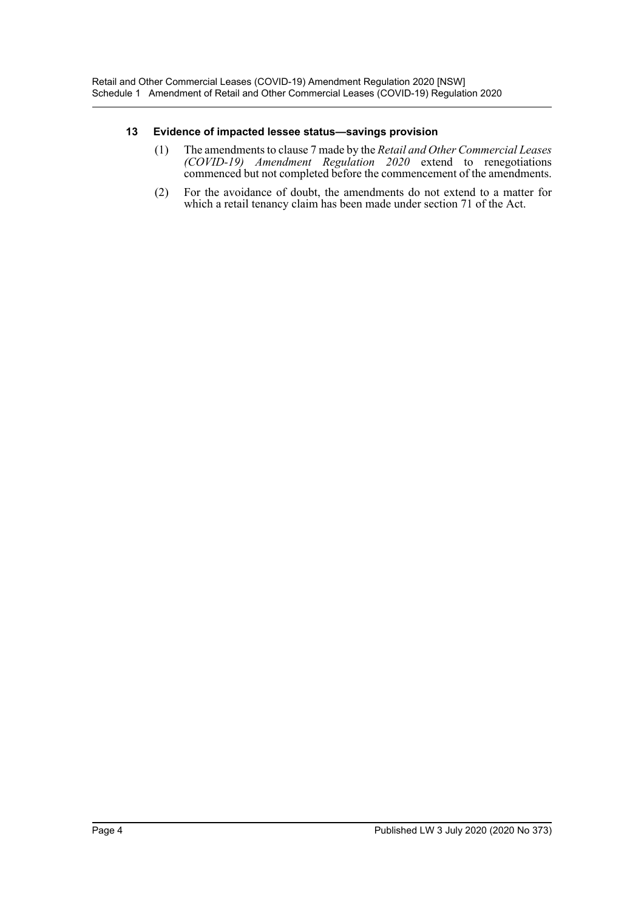### 13 Evidence of impacted lessee status—savings provision

(1) The amendments to clause 7 made by the *Retail and Other Commercial Leases (COVID-19) Amendment Regulation 2020* extend to renegotiations commenced but not completed before the commencement of the amendments.

(2) For the avoidance of doubt, the amendments do not extend to a matter for which a retail tenancy claim has been made under section 71 of the Act.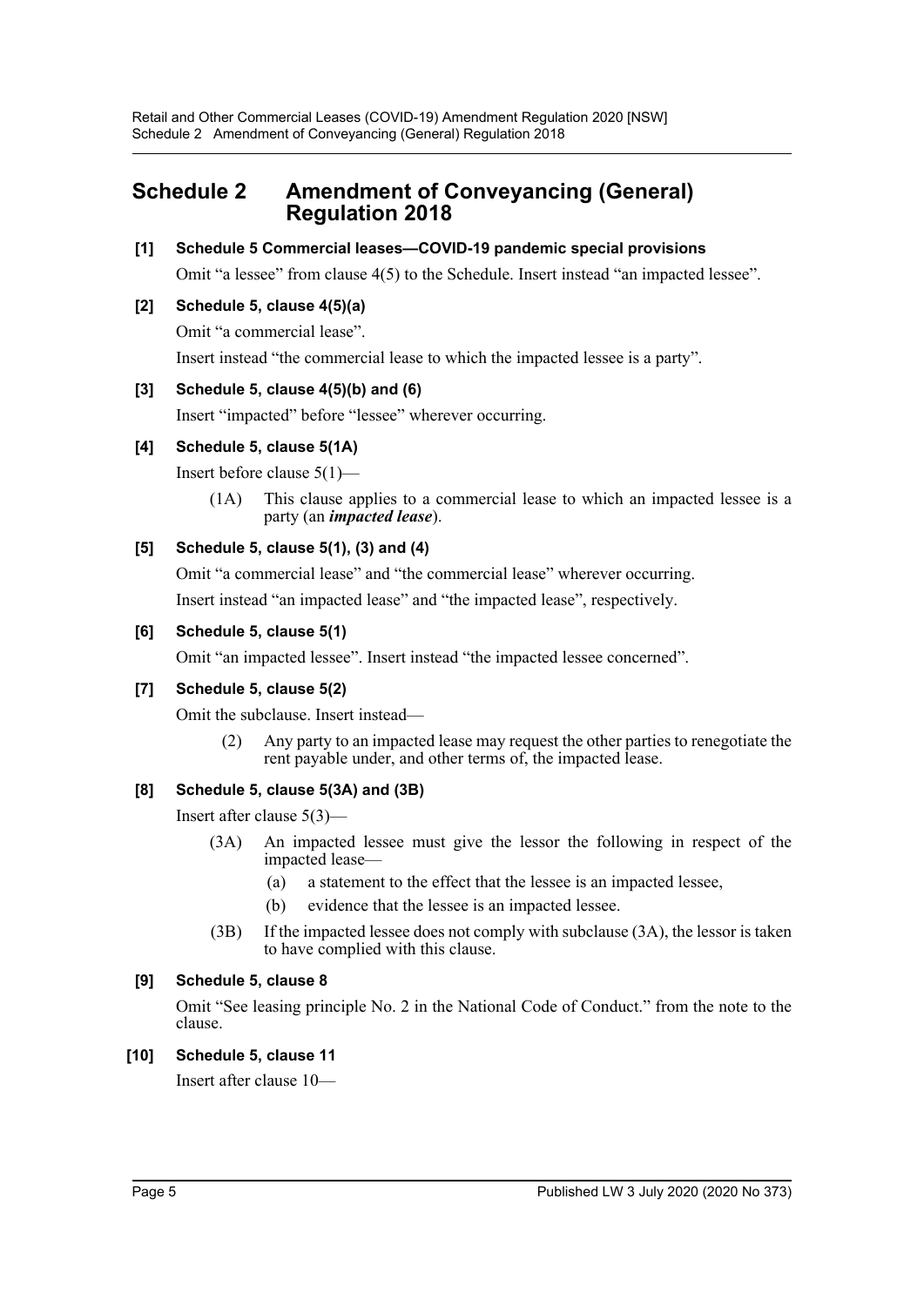# Schedule 2 Amendment of Conveyancing (General) Regulation 2018

**[1] Schedule 5 Commercial leases—COVID-19 pandemic special provisions**

Omit "a lessee" from clause 4(5) to the Schedule. Insert instead "an impacted lessee".

**[2] Schedule 5, clause 4(5)(a)**

Omit "a commercial lease".

Insert instead "the commercial lease to which the impacted lessee is a party".

**[3] Schedule 5, clause 4(5)(b) and (6)**

Insert "impacted" before "lessee" wherever occurring.

**[4] Schedule 5, clause 5(1A)**

Insert before clause 5(1)—

(1A) This clause applies to a commercial lease to which an impacted lessee is a party (an ***impacted lease***).

**[5] Schedule 5, clause 5(1), (3) and (4)**

Omit "a commercial lease" and "the commercial lease" wherever occurring.

Insert instead "an impacted lease" and "the impacted lease", respectively.

**[6] Schedule 5, clause 5(1)**

Omit "an impacted lessee". Insert instead "the impacted lessee concerned".

**[7] Schedule 5, clause 5(2)**

Omit the subclause. Insert instead—

(2) Any party to an impacted lease may request the other parties to renegotiate the rent payable under, and other terms of, the impacted lease.

**[8] Schedule 5, clause 5(3A) and (3B)**

Insert after clause 5(3)—

(3A) An impacted lessee must give the lessor the following in respect of the impacted lease—

(a) a statement to the effect that the lessee is an impacted lessee,

(b) evidence that the lessee is an impacted lessee.

(3B) If the impacted lessee does not comply with subclause (3A), the lessor is taken to have complied with this clause.

**[9] Schedule 5, clause 8**

Omit "See leasing principle No. 2 in the National Code of Conduct." from the note to the clause.

**[10] Schedule 5, clause 11**

Insert after clause 10—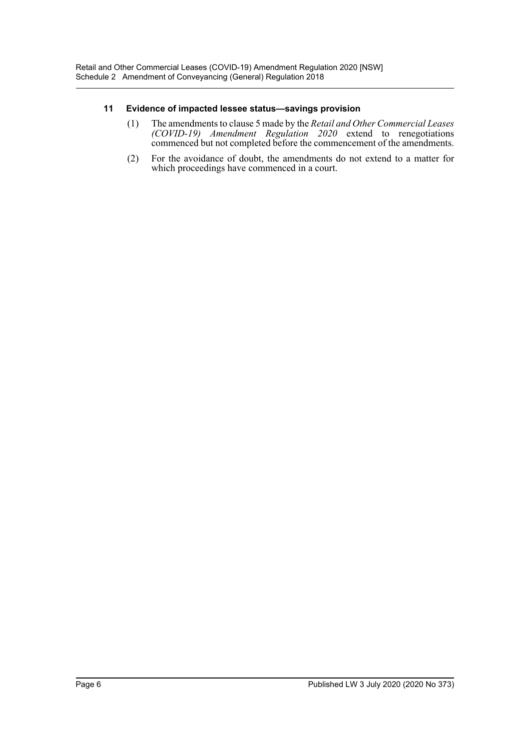### 11 Evidence of impacted lessee status—savings provision

(1) The amendments to clause 5 made by the *Retail and Other Commercial Leases (COVID-19) Amendment Regulation 2020* extend to renegotiations commenced but not completed before the commencement of the amendments.

(2) For the avoidance of doubt, the amendments do not extend to a matter for which proceedings have commenced in a court.